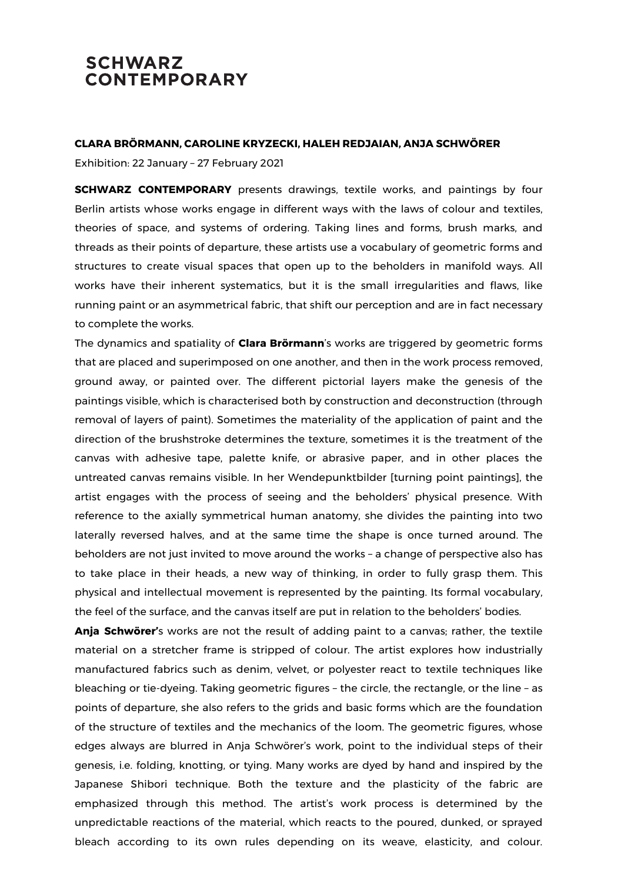# SCHWARZ CONTEMPORARY

**CLARA BRÖRMANN, CAROLINE KRYZECKI, HALEH REDJAIAN, ANJA SCHWÖRER**

Exhibition: 22 January – 27 February 2021

**SCHWARZ CONTEMPORARY** presents drawings, textile works, and paintings by four Berlin artists whose works engage in different ways with the laws of colour and textiles, theories of space, and systems of ordering. Taking lines and forms, brush marks, and threads as their points of departure, these artists use a vocabulary of geometric forms and structures to create visual spaces that open up to the beholders in manifold ways. All works have their inherent systematics, but it is the small irregularities and flaws, like running paint or an asymmetrical fabric, that shift our perception and are in fact necessary to complete the works.

The dynamics and spatiality of **Clara Brörmann**'s works are triggered by geometric forms that are placed and superimposed on one another, and then in the work process removed, ground away, or painted over. The different pictorial layers make the genesis of the paintings visible, which is characterised both by construction and deconstruction (through removal of layers of paint). Sometimes the materiality of the application of paint and the direction of the brushstroke determines the texture, sometimes it is the treatment of the canvas with adhesive tape, palette knife, or abrasive paper, and in other places the untreated canvas remains visible. In her Wendepunktbilder [turning point paintings], the artist engages with the process of seeing and the beholders' physical presence. With reference to the axially symmetrical human anatomy, she divides the painting into two laterally reversed halves, and at the same time the shape is once turned around. The beholders are not just invited to move around the works – a change of perspective also has to take place in their heads, a new way of thinking, in order to fully grasp them. This physical and intellectual movement is represented by the painting. Its formal vocabulary, the feel of the surface, and the canvas itself are put in relation to the beholders' bodies.

**Anja Schwörer'**s works are not the result of adding paint to a canvas; rather, the textile material on a stretcher frame is stripped of colour. The artist explores how industrially manufactured fabrics such as denim, velvet, or polyester react to textile techniques like bleaching or tie-dyeing. Taking geometric figures – the circle, the rectangle, or the line – as points of departure, she also refers to the grids and basic forms which are the foundation of the structure of textiles and the mechanics of the loom. The geometric figures, whose edges always are blurred in Anja Schwörer's work, point to the individual steps of their genesis, i.e. folding, knotting, or tying. Many works are dyed by hand and inspired by the Japanese Shibori technique. Both the texture and the plasticity of the fabric are emphasized through this method. The artist's work process is determined by the unpredictable reactions of the material, which reacts to the poured, dunked, or sprayed bleach according to its own rules depending on its weave, elasticity, and colour.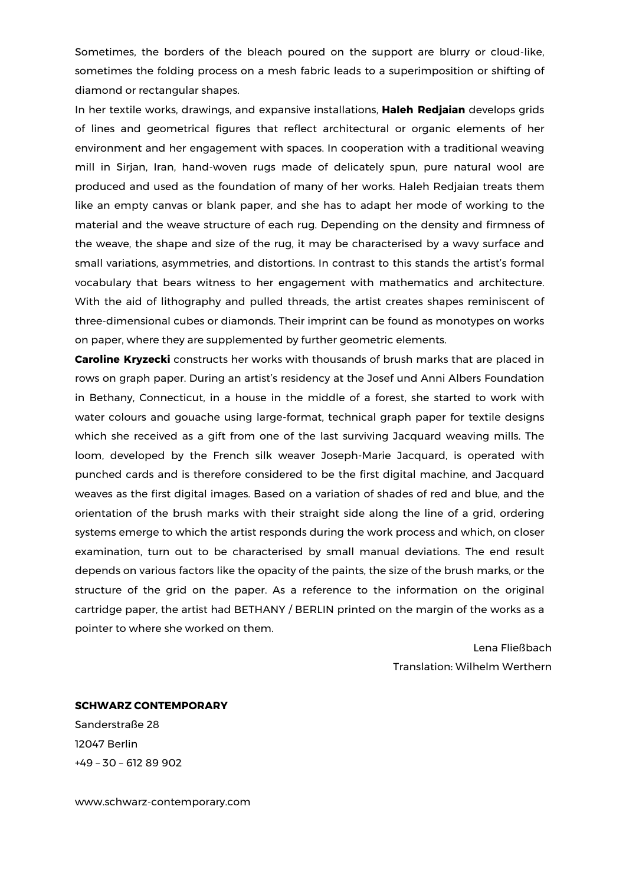Sometimes, the borders of the bleach poured on the support are blurry or cloud-like, sometimes the folding process on a mesh fabric leads to a superimposition or shifting of diamond or rectangular shapes.

In her textile works, drawings, and expansive installations, **Haleh Redjaian** develops grids of lines and geometrical figures that reflect architectural or organic elements of her environment and her engagement with spaces. In cooperation with a traditional weaving mill in Sirjan, Iran, hand-woven rugs made of delicately spun, pure natural wool are produced and used as the foundation of many of her works. Haleh Redjaian treats them like an empty canvas or blank paper, and she has to adapt her mode of working to the material and the weave structure of each rug. Depending on the density and firmness of the weave, the shape and size of the rug, it may be characterised by a wavy surface and small variations, asymmetries, and distortions. In contrast to this stands the artist's formal vocabulary that bears witness to her engagement with mathematics and architecture. With the aid of lithography and pulled threads, the artist creates shapes reminiscent of three-dimensional cubes or diamonds. Their imprint can be found as monotypes on works on paper, where they are supplemented by further geometric elements.

**Caroline Kryzecki** constructs her works with thousands of brush marks that are placed in rows on graph paper. During an artist's residency at the Josef und Anni Albers Foundation in Bethany, Connecticut, in a house in the middle of a forest, she started to work with water colours and gouache using large-format, technical graph paper for textile designs which she received as a gift from one of the last surviving Jacquard weaving mills. The loom, developed by the French silk weaver Joseph-Marie Jacquard, is operated with punched cards and is therefore considered to be the first digital machine, and Jacquard weaves as the first digital images. Based on a variation of shades of red and blue, and the orientation of the brush marks with their straight side along the line of a grid, ordering systems emerge to which the artist responds during the work process and which, on closer examination, turn out to be characterised by small manual deviations. The end result depends on various factors like the opacity of the paints, the size of the brush marks, or the structure of the grid on the paper. As a reference to the information on the original cartridge paper, the artist had BETHANY / BERLIN printed on the margin of the works as a pointer to where she worked on them.

Lena Fließbach
Translation: Wilhelm Werthern

**SCHWARZ CONTEMPORARY**
Sanderstraße 28
12047 Berlin
+49 – 30 – 612 89 902

www.schwarz-contemporary.com